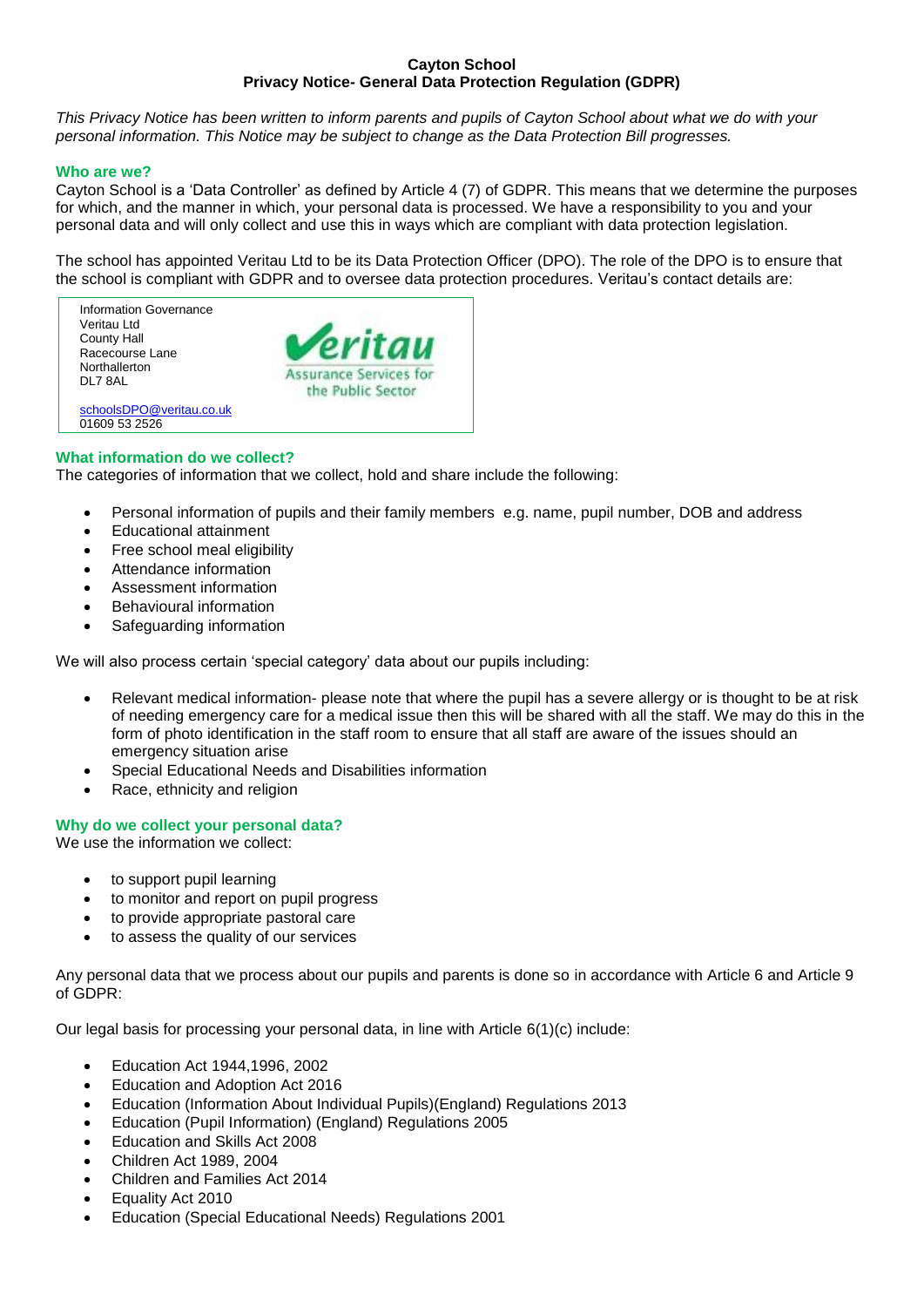**Cayton School**
**Privacy Notice- General Data Protection Regulation (GDPR)**

*This Privacy Notice has been written to inform parents and pupils of Cayton School about what we do with your personal information. This Notice may be subject to change as the Data Protection Bill progresses.*

## Who are we?

Cayton School is a 'Data Controller' as defined by Article 4 (7) of GDPR. This means that we determine the purposes for which, and the manner in which, your personal data is processed. We have a responsibility to you and your personal data and will only collect and use this in ways which are compliant with data protection legislation.

The school has appointed Veritau Ltd to be its Data Protection Officer (DPO). The role of the DPO is to ensure that the school is compliant with GDPR and to oversee data protection procedures. Veritau's contact details are:

Information Governance
Veritau Ltd
County Hall
Racecourse Lane
Northallerton
DL7 8AL

schoolsDPO@veritau.co.uk
01609 53 2526

Veritau
Assurance Services for the Public Sector

## What information do we collect?

The categories of information that we collect, hold and share include the following:

- Personal information of pupils and their family members e.g. name, pupil number, DOB and address
- Educational attainment
- Free school meal eligibility
- Attendance information
- Assessment information
- Behavioural information
- Safeguarding information

We will also process certain 'special category' data about our pupils including:

- Relevant medical information- please note that where the pupil has a severe allergy or is thought to be at risk of needing emergency care for a medical issue then this will be shared with all the staff. We may do this in the form of photo identification in the staff room to ensure that all staff are aware of the issues should an emergency situation arise
- Special Educational Needs and Disabilities information
- Race, ethnicity and religion

## Why do we collect your personal data?

We use the information we collect:

- to support pupil learning
- to monitor and report on pupil progress
- to provide appropriate pastoral care
- to assess the quality of our services

Any personal data that we process about our pupils and parents is done so in accordance with Article 6 and Article 9 of GDPR:

Our legal basis for processing your personal data, in line with Article 6(1)(c) include:

- Education Act 1944,1996, 2002
- Education and Adoption Act 2016
- Education (Information About Individual Pupils)(England) Regulations 2013
- Education (Pupil Information) (England) Regulations 2005
- Education and Skills Act 2008
- Children Act 1989, 2004
- Children and Families Act 2014
- Equality Act 2010
- Education (Special Educational Needs) Regulations 2001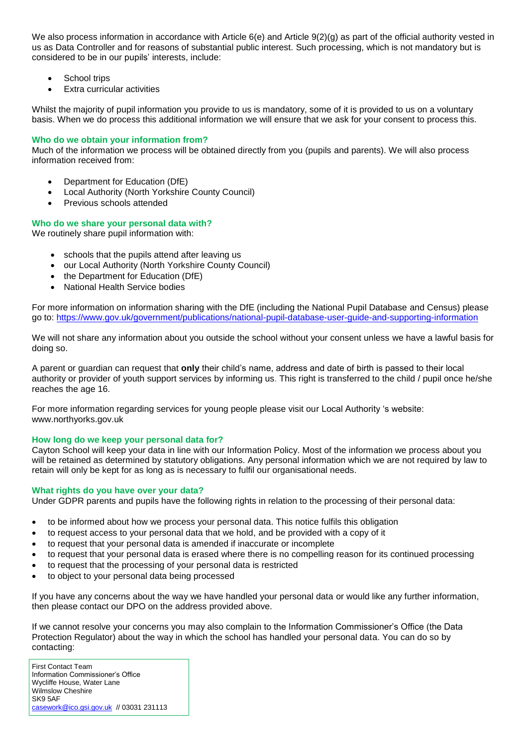We also process information in accordance with Article 6(e) and Article 9(2)(g) as part of the official authority vested in us as Data Controller and for reasons of substantial public interest. Such processing, which is not mandatory but is considered to be in our pupils' interests, include:

- School trips
- Extra curricular activities

Whilst the majority of pupil information you provide to us is mandatory, some of it is provided to us on a voluntary basis. When we do process this additional information we will ensure that we ask for your consent to process this.

### Who do we obtain your information from?

Much of the information we process will be obtained directly from you (pupils and parents). We will also process information received from:

- Department for Education (DfE)
- Local Authority (North Yorkshire County Council)
- Previous schools attended

### Who do we share your personal data with?

We routinely share pupil information with:

- schools that the pupils attend after leaving us
- our Local Authority (North Yorkshire County Council)
- the Department for Education (DfE)
- National Health Service bodies

For more information on information sharing with the DfE (including the National Pupil Database and Census) please go to: https://www.gov.uk/government/publications/national-pupil-database-user-guide-and-supporting-information

We will not share any information about you outside the school without your consent unless we have a lawful basis for doing so.

A parent or guardian can request that **only** their child's name, address and date of birth is passed to their local authority or provider of youth support services by informing us. This right is transferred to the child / pupil once he/she reaches the age 16.

For more information regarding services for young people please visit our Local Authority 's website: www.northyorks.gov.uk

### How long do we keep your personal data for?

Cayton School will keep your data in line with our Information Policy. Most of the information we process about you will be retained as determined by statutory obligations. Any personal information which we are not required by law to retain will only be kept for as long as is necessary to fulfil our organisational needs.

### What rights do you have over your data?

Under GDPR parents and pupils have the following rights in relation to the processing of their personal data:

- to be informed about how we process your personal data. This notice fulfils this obligation
- to request access to your personal data that we hold, and be provided with a copy of it
- to request that your personal data is amended if inaccurate or incomplete
- to request that your personal data is erased where there is no compelling reason for its continued processing
- to request that the processing of your personal data is restricted
- to object to your personal data being processed

If you have any concerns about the way we have handled your personal data or would like any further information, then please contact our DPO on the address provided above.

If we cannot resolve your concerns you may also complain to the Information Commissioner's Office (the Data Protection Regulator) about the way in which the school has handled your personal data. You can do so by contacting:

First Contact Team
Information Commissioner's Office
Wycliffe House, Water Lane
Wilmslow Cheshire
SK9 5AF
casework@ico.gsi.gov.uk // 03031 231113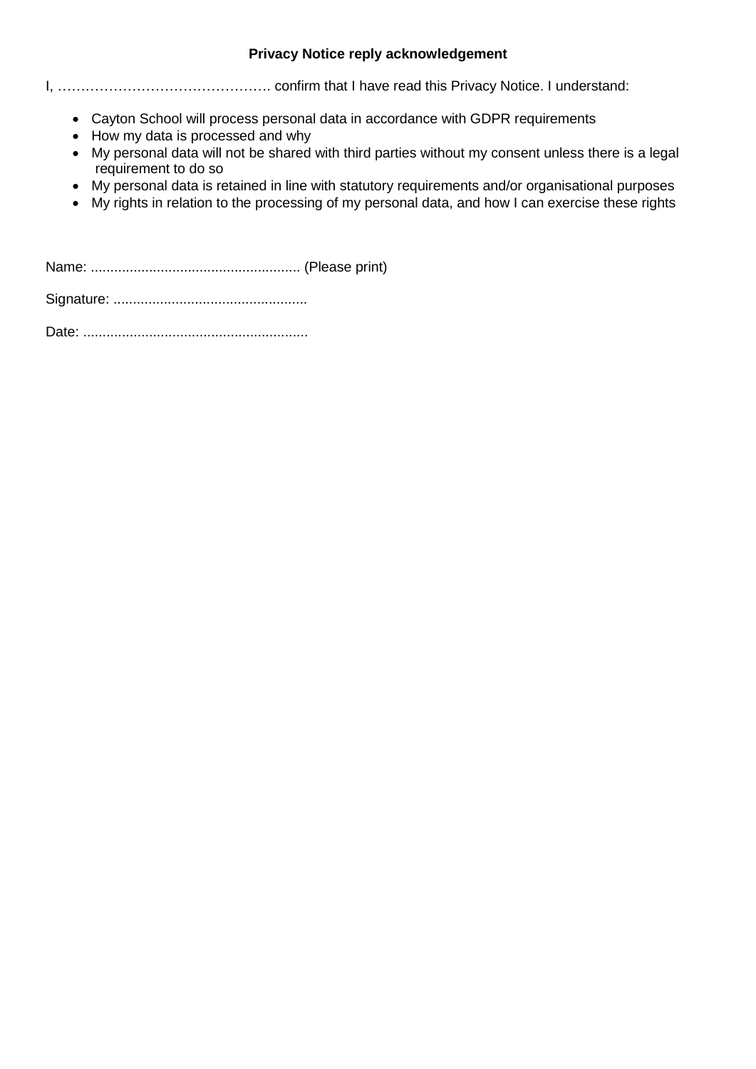**Privacy Notice reply acknowledgement**

I, ………………………………………. confirm that I have read this Privacy Notice. I understand:

- Cayton School will process personal data in accordance with GDPR requirements
- How my data is processed and why
- My personal data will not be shared with third parties without my consent unless there is a legal requirement to do so
- My personal data is retained in line with statutory requirements and/or organisational purposes
- My rights in relation to the processing of my personal data, and how I can exercise these rights

Name: ..................................................... (Please print)

Signature: .................................................

Date: .........................................................